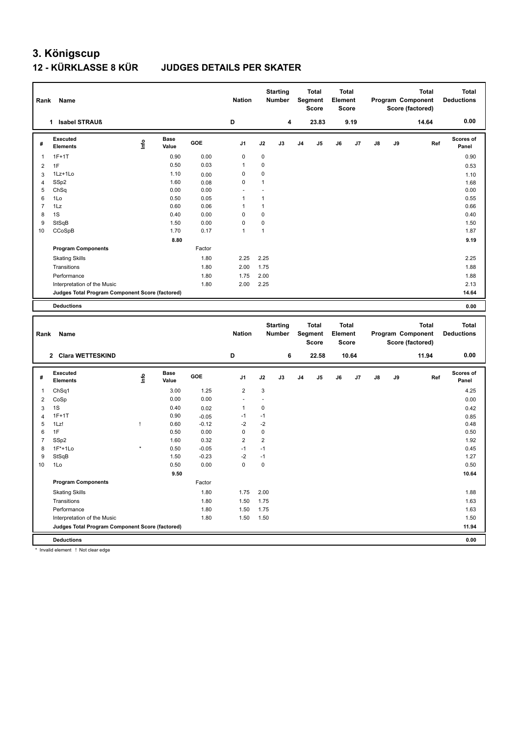# 3. Königscup

## 12 - KÜRKLASSE 8 KÜR JUDGES DETAILS PER SKATER

| Rank | Name | Nation | Starting Number | Total Segment Score | Total Element Score | Total Program Component Score (factored) | Total Deductions |
|---|---|---|---|---|---|---|---|
| 1 | Isabel STRAUß | D | 4 | 23.83 | 9.19 | 14.64 | 0.00 |

| # | Executed Elements | Info | Base Value | GOE | J1 | J2 | J3 | J4 | J5 | J6 | J7 | J8 | J9 | Ref | Scores of Panel |
|---|---|---|---|---|---|---|---|---|---|---|---|---|---|---|---|
| 1 | 1F+1T | | 0.90 | 0.00 | 0 | 0 | | | | | | | | | 0.90 |
| 2 | 1F | | 0.50 | 0.03 | 1 | 0 | | | | | | | | | 0.53 |
| 3 | 1Lz+1Lo | | 1.10 | 0.00 | 0 | 0 | | | | | | | | | 1.10 |
| 4 | SSp2 | | 1.60 | 0.08 | 0 | 1 | | | | | | | | | 1.68 |
| 5 | ChSq | | 0.00 | 0.00 | - | - | | | | | | | | | 0.00 |
| 6 | 1Lo | | 0.50 | 0.05 | 1 | 1 | | | | | | | | | 0.55 |
| 7 | 1Lz | | 0.60 | 0.06 | 1 | 1 | | | | | | | | | 0.66 |
| 8 | 1S | | 0.40 | 0.00 | 0 | 0 | | | | | | | | | 0.40 |
| 9 | StSqB | | 1.50 | 0.00 | 0 | 0 | | | | | | | | | 1.50 |
| 10 | CCoSpB | | 1.70 | 0.17 | 1 | 1 | | | | | | | | | 1.87 |
| | | | 8.80 | | | | | | | | | | | | 9.19 |
| | **Program Components** | | | Factor | | | | | | | | | | | |
| | Skating Skills | | | 1.80 | 2.25 | 2.25 | | | | | | | | | 2.25 |
| | Transitions | | | 1.80 | 2.00 | 1.75 | | | | | | | | | 1.88 |
| | Performance | | | 1.80 | 1.75 | 2.00 | | | | | | | | | 1.88 |
| | Interpretation of the Music | | | 1.80 | 2.00 | 2.25 | | | | | | | | | 2.13 |
| | **Judges Total Program Component Score (factored)** | | | | | | | | | | | | | | 14.64 |
| | **Deductions** | | | | | | | | | | | | | | 0.00 |

| Rank | Name | Nation | Starting Number | Total Segment Score | Total Element Score | Total Program Component Score (factored) | Total Deductions |
|---|---|---|---|---|---|---|---|
| 2 | Clara WETTESKIND | D | 6 | 22.58 | 10.64 | 11.94 | 0.00 |

| # | Executed Elements | Info | Base Value | GOE | J1 | J2 | J3 | J4 | J5 | J6 | J7 | J8 | J9 | Ref | Scores of Panel |
|---|---|---|---|---|---|---|---|---|---|---|---|---|---|---|---|
| 1 | ChSq1 | | 3.00 | 1.25 | 2 | 3 | | | | | | | | | 4.25 |
| 2 | CoSp | | 0.00 | 0.00 | - | - | | | | | | | | | 0.00 |
| 3 | 1S | | 0.40 | 0.02 | 1 | 0 | | | | | | | | | 0.42 |
| 4 | 1F+1T | | 0.90 | -0.05 | -1 | -1 | | | | | | | | | 0.85 |
| 5 | 1Lz! | ! | 0.60 | -0.12 | -2 | -2 | | | | | | | | | 0.48 |
| 6 | 1F | | 0.50 | 0.00 | 0 | 0 | | | | | | | | | 0.50 |
| 7 | SSp2 | | 1.60 | 0.32 | 2 | 2 | | | | | | | | | 1.92 |
| 8 | 1F*+1Lo | * | 0.50 | -0.05 | -1 | -1 | | | | | | | | | 0.45 |
| 9 | StSqB | | 1.50 | -0.23 | -2 | -1 | | | | | | | | | 1.27 |
| 10 | 1Lo | | 0.50 | 0.00 | 0 | 0 | | | | | | | | | 0.50 |
| | | | 9.50 | | | | | | | | | | | | 10.64 |
| | **Program Components** | | | Factor | | | | | | | | | | | |
| | Skating Skills | | | 1.80 | 1.75 | 2.00 | | | | | | | | | 1.88 |
| | Transitions | | | 1.80 | 1.50 | 1.75 | | | | | | | | | 1.63 |
| | Performance | | | 1.80 | 1.50 | 1.75 | | | | | | | | | 1.63 |
| | Interpretation of the Music | | | 1.80 | 1.50 | 1.50 | | | | | | | | | 1.50 |
| | **Judges Total Program Component Score (factored)** | | | | | | | | | | | | | | 11.94 |
| | **Deductions** | | | | | | | | | | | | | | 0.00 |

* Invalid element ! Not clear edge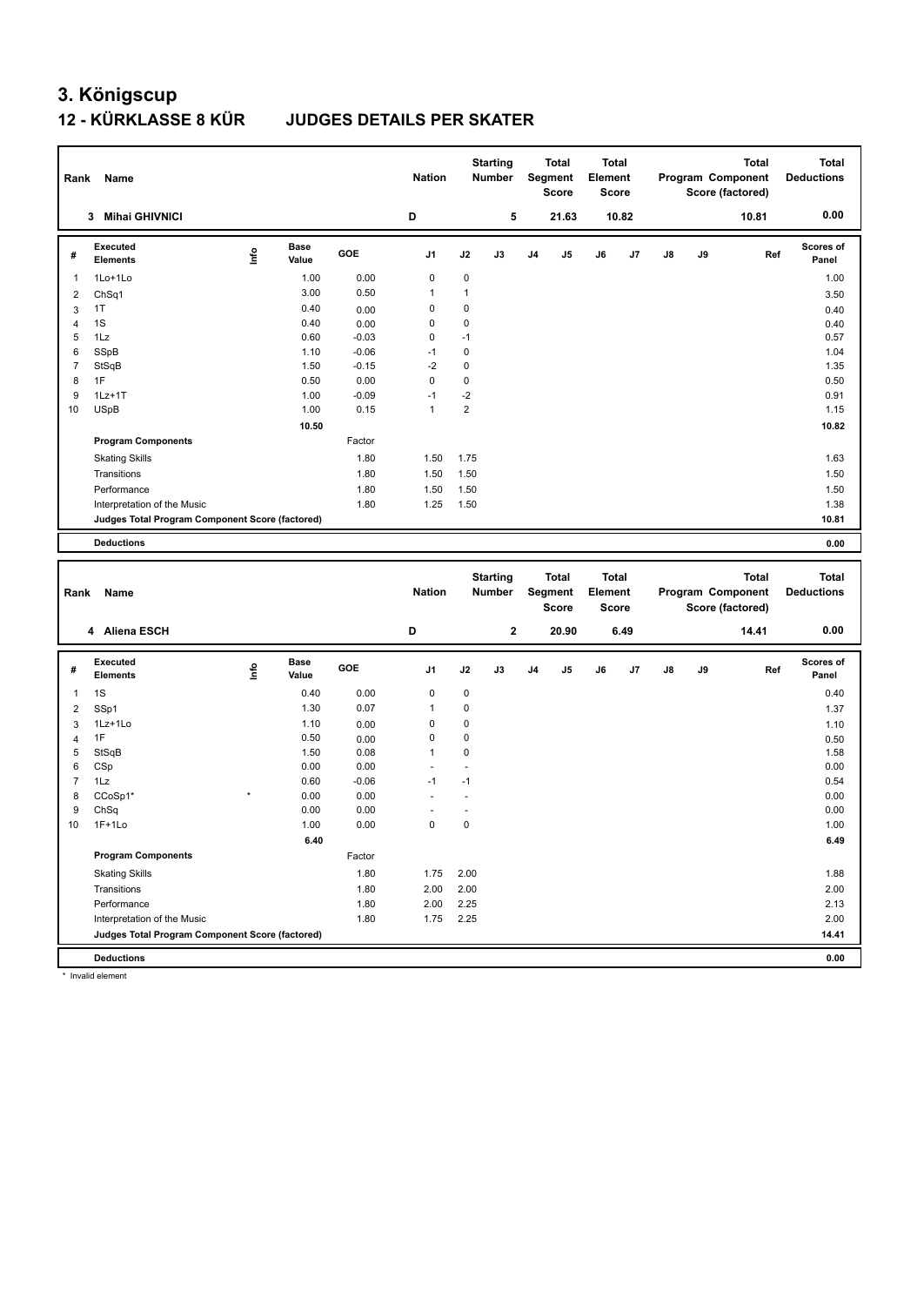# 3. Königscup

## 12 - KÜRKLASSE 8 KÜR JUDGES DETAILS PER SKATER

| Rank | Name | Nation | Starting Number | Total Segment Score | Total Element Score | Total Program Component Score (factored) | Total Deductions |
|---|---|---|---|---|---|---|---|
| 3 | Mihai GHIVNICI | D | 5 | 21.63 | 10.82 | 10.81 | 0.00 |

| # | Executed Elements | Info | Base Value | GOE | J1 | J2 | J3 | J4 | J5 | J6 | J7 | J8 | J9 | Ref | Scores of Panel |
|---|---|---|---|---|---|---|---|---|---|---|---|---|---|---|---|
| 1 | 1Lo+1Lo | | 1.00 | 0.00 | 0 | 0 | | | | | | | | | 1.00 |
| 2 | ChSq1 | | 3.00 | 0.50 | 1 | 1 | | | | | | | | | 3.50 |
| 3 | 1T | | 0.40 | 0.00 | 0 | 0 | | | | | | | | | 0.40 |
| 4 | 1S | | 0.40 | 0.00 | 0 | 0 | | | | | | | | | 0.40 |
| 5 | 1Lz | | 0.60 | -0.03 | 0 | -1 | | | | | | | | | 0.57 |
| 6 | SSpB | | 1.10 | -0.06 | -1 | 0 | | | | | | | | | 1.04 |
| 7 | StSqB | | 1.50 | -0.15 | -2 | 0 | | | | | | | | | 1.35 |
| 8 | 1F | | 0.50 | 0.00 | 0 | 0 | | | | | | | | | 0.50 |
| 9 | 1Lz+1T | | 1.00 | -0.09 | -1 | -2 | | | | | | | | | 0.91 |
| 10 | USpB | | 1.00 | 0.15 | 1 | 2 | | | | | | | | | 1.15 |
| | | | 10.50 | | | | | | | | | | | | 10.82 |
| | **Program Components** | | | Factor | | | | | | | | | | | |
| | Skating Skills | | | 1.80 | 1.50 | 1.75 | | | | | | | | | 1.63 |
| | Transitions | | | 1.80 | 1.50 | 1.50 | | | | | | | | | 1.50 |
| | Performance | | | 1.80 | 1.50 | 1.50 | | | | | | | | | 1.50 |
| | Interpretation of the Music | | | 1.80 | 1.25 | 1.50 | | | | | | | | | 1.38 |
| | **Judges Total Program Component Score (factored)** | | | | | | | | | | | | | | 10.81 |
| | **Deductions** | | | | | | | | | | | | | | 0.00 |

| Rank | Name | Nation | Starting Number | Total Segment Score | Total Element Score | Total Program Component Score (factored) | Total Deductions |
|---|---|---|---|---|---|---|---|
| 4 | Aliena ESCH | D | 2 | 20.90 | 6.49 | 14.41 | 0.00 |

| # | Executed Elements | Info | Base Value | GOE | J1 | J2 | J3 | J4 | J5 | J6 | J7 | J8 | J9 | Ref | Scores of Panel |
|---|---|---|---|---|---|---|---|---|---|---|---|---|---|---|---|
| 1 | 1S | | 0.40 | 0.00 | 0 | 0 | | | | | | | | | 0.40 |
| 2 | SSp1 | | 1.30 | 0.07 | 1 | 0 | | | | | | | | | 1.37 |
| 3 | 1Lz+1Lo | | 1.10 | 0.00 | 0 | 0 | | | | | | | | | 1.10 |
| 4 | 1F | | 0.50 | 0.00 | 0 | 0 | | | | | | | | | 0.50 |
| 5 | StSqB | | 1.50 | 0.08 | 1 | 0 | | | | | | | | | 1.58 |
| 6 | CSp | | 0.00 | 0.00 | - | - | | | | | | | | | 0.00 |
| 7 | 1Lz | | 0.60 | -0.06 | -1 | -1 | | | | | | | | | 0.54 |
| 8 | CCoSp1* | * | 0.00 | 0.00 | - | - | | | | | | | | | 0.00 |
| 9 | ChSq | | 0.00 | 0.00 | - | - | | | | | | | | | 0.00 |
| 10 | 1F+1Lo | | 1.00 | 0.00 | 0 | 0 | | | | | | | | | 1.00 |
| | | | 6.40 | | | | | | | | | | | | 6.49 |
| | **Program Components** | | | Factor | | | | | | | | | | | |
| | Skating Skills | | | 1.80 | 1.75 | 2.00 | | | | | | | | | 1.88 |
| | Transitions | | | 1.80 | 2.00 | 2.00 | | | | | | | | | 2.00 |
| | Performance | | | 1.80 | 2.00 | 2.25 | | | | | | | | | 2.13 |
| | Interpretation of the Music | | | 1.80 | 1.75 | 2.25 | | | | | | | | | 2.00 |
| | **Judges Total Program Component Score (factored)** | | | | | | | | | | | | | | 14.41 |
| | **Deductions** | | | | | | | | | | | | | | 0.00 |

\* Invalid element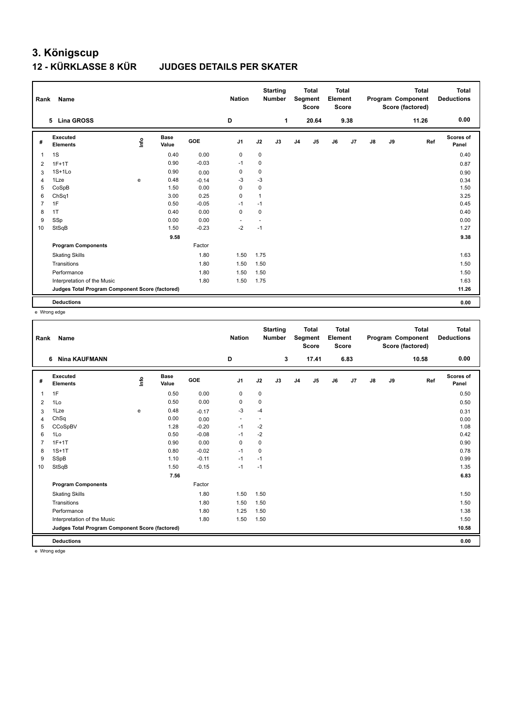# 3. Königscup

## 12 - KÜRKLASSE 8 KÜR JUDGES DETAILS PER SKATER

| Rank | Name | Nation | Starting Number | Total Segment Score | Total Element Score | Total Program Component Score (factored) | Total Deductions |
|---|---|---|---|---|---|---|---|
| 5 | Lina GROSS | D | 1 | 20.64 | 9.38 | 11.26 | 0.00 |

| # | Executed Elements | Info | Base Value | GOE | J1 | J2 | J3 | J4 | J5 | J6 | J7 | J8 | J9 | Ref | Scores of Panel |
|---|---|---|---|---|---|---|---|---|---|---|---|---|---|---|---|
| 1 | 1S | | 0.40 | 0.00 | 0 | 0 | | | | | | | | | 0.40 |
| 2 | 1F+1T | | 0.90 | -0.03 | -1 | 0 | | | | | | | | | 0.87 |
| 3 | 1S+1Lo | | 0.90 | 0.00 | 0 | 0 | | | | | | | | | 0.90 |
| 4 | 1Lze | e | 0.48 | -0.14 | -3 | -3 | | | | | | | | | 0.34 |
| 5 | CoSpB | | 1.50 | 0.00 | 0 | 0 | | | | | | | | | 1.50 |
| 6 | ChSq1 | | 3.00 | 0.25 | 0 | 1 | | | | | | | | | 3.25 |
| 7 | 1F | | 0.50 | -0.05 | -1 | -1 | | | | | | | | | 0.45 |
| 8 | 1T | | 0.40 | 0.00 | 0 | 0 | | | | | | | | | 0.40 |
| 9 | SSp | | 0.00 | 0.00 | - | - | | | | | | | | | 0.00 |
| 10 | StSqB | | 1.50 | -0.23 | -2 | -1 | | | | | | | | | 1.27 |
| | | | 9.58 | | | | | | | | | | | | 9.38 |
| | **Program Components** | | | Factor | | | | | | | | | | | |
| | Skating Skills | | | 1.80 | 1.50 | 1.75 | | | | | | | | | 1.63 |
| | Transitions | | | 1.80 | 1.50 | 1.50 | | | | | | | | | 1.50 |
| | Performance | | | 1.80 | 1.50 | 1.50 | | | | | | | | | 1.50 |
| | Interpretation of the Music | | | 1.80 | 1.50 | 1.75 | | | | | | | | | 1.63 |
| | **Judges Total Program Component Score (factored)** | | | | | | | | | | | | | | 11.26 |
| | **Deductions** | | | | | | | | | | | | | | 0.00 |

e Wrong edge

| Rank | Name | Nation | Starting Number | Total Segment Score | Total Element Score | Total Program Component Score (factored) | Total Deductions |
|---|---|---|---|---|---|---|---|
| 6 | Nina KAUFMANN | D | 3 | 17.41 | 6.83 | 10.58 | 0.00 |

| # | Executed Elements | Info | Base Value | GOE | J1 | J2 | J3 | J4 | J5 | J6 | J7 | J8 | J9 | Ref | Scores of Panel |
|---|---|---|---|---|---|---|---|---|---|---|---|---|---|---|---|
| 1 | 1F | | 0.50 | 0.00 | 0 | 0 | | | | | | | | | 0.50 |
| 2 | 1Lo | | 0.50 | 0.00 | 0 | 0 | | | | | | | | | 0.50 |
| 3 | 1Lze | e | 0.48 | -0.17 | -3 | -4 | | | | | | | | | 0.31 |
| 4 | ChSq | | 0.00 | 0.00 | - | - | | | | | | | | | 0.00 |
| 5 | CCoSpBV | | 1.28 | -0.20 | -1 | -2 | | | | | | | | | 1.08 |
| 6 | 1Lo | | 0.50 | -0.08 | -1 | -2 | | | | | | | | | 0.42 |
| 7 | 1F+1T | | 0.90 | 0.00 | 0 | 0 | | | | | | | | | 0.90 |
| 8 | 1S+1T | | 0.80 | -0.02 | -1 | 0 | | | | | | | | | 0.78 |
| 9 | SSpB | | 1.10 | -0.11 | -1 | -1 | | | | | | | | | 0.99 |
| 10 | StSqB | | 1.50 | -0.15 | -1 | -1 | | | | | | | | | 1.35 |
| | | | 7.56 | | | | | | | | | | | | 6.83 |
| | **Program Components** | | | Factor | | | | | | | | | | | |
| | Skating Skills | | | 1.80 | 1.50 | 1.50 | | | | | | | | | 1.50 |
| | Transitions | | | 1.80 | 1.50 | 1.50 | | | | | | | | | 1.50 |
| | Performance | | | 1.80 | 1.25 | 1.50 | | | | | | | | | 1.38 |
| | Interpretation of the Music | | | 1.80 | 1.50 | 1.50 | | | | | | | | | 1.50 |
| | **Judges Total Program Component Score (factored)** | | | | | | | | | | | | | | 10.58 |
| | **Deductions** | | | | | | | | | | | | | | 0.00 |

e Wrong edge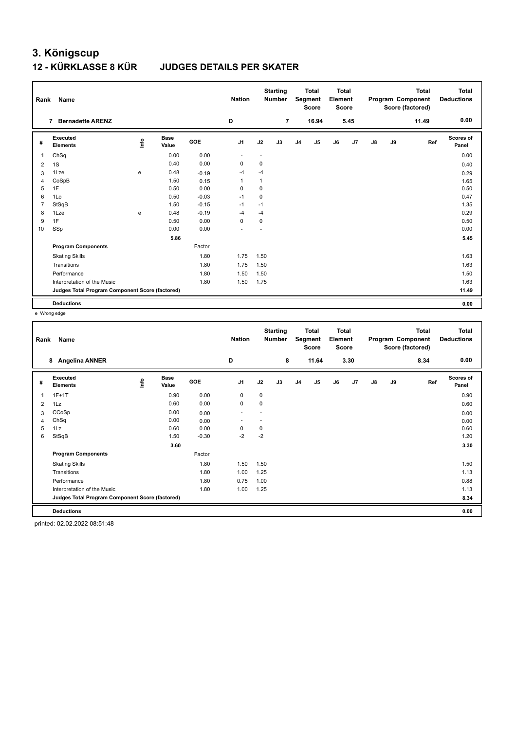# 3. Königscup

## 12 - KÜRKLASSE 8 KÜR JUDGES DETAILS PER SKATER

| Rank | Name | Nation | Starting Number | Total Segment Score | Total Element Score | Total Program Component Score (factored) | Total Deductions |
|---|---|---|---|---|---|---|---|
| 7 | Bernadette ARENZ | D | 7 | 16.94 | 5.45 | 11.49 | 0.00 |

| # | Executed Elements | Info | Base Value | GOE | J1 | J2 | J3 | J4 | J5 | J6 | J7 | J8 | J9 | Ref | Scores of Panel |
|---|---|---|---|---|---|---|---|---|---|---|---|---|---|---|---|
| 1 | ChSq | | 0.00 | 0.00 | - | - | | | | | | | | | 0.00 |
| 2 | 1S | | 0.40 | 0.00 | 0 | 0 | | | | | | | | | 0.40 |
| 3 | 1Lze | e | 0.48 | -0.19 | -4 | -4 | | | | | | | | | 0.29 |
| 4 | CoSpB | | 1.50 | 0.15 | 1 | 1 | | | | | | | | | 1.65 |
| 5 | 1F | | 0.50 | 0.00 | 0 | 0 | | | | | | | | | 0.50 |
| 6 | 1Lo | | 0.50 | -0.03 | -1 | 0 | | | | | | | | | 0.47 |
| 7 | StSqB | | 1.50 | -0.15 | -1 | -1 | | | | | | | | | 1.35 |
| 8 | 1Lze | e | 0.48 | -0.19 | -4 | -4 | | | | | | | | | 0.29 |
| 9 | 1F | | 0.50 | 0.00 | 0 | 0 | | | | | | | | | 0.50 |
| 10 | SSp | | 0.00 | 0.00 | - | - | | | | | | | | | 0.00 |
| | | | 5.86 | | | | | | | | | | | | 5.45 |
| | **Program Components** | | | Factor | | | | | | | | | | | |
| | Skating Skills | | | 1.80 | 1.75 | 1.50 | | | | | | | | | 1.63 |
| | Transitions | | | 1.80 | 1.75 | 1.50 | | | | | | | | | 1.63 |
| | Performance | | | 1.80 | 1.50 | 1.50 | | | | | | | | | 1.50 |
| | Interpretation of the Music | | | 1.80 | 1.50 | 1.75 | | | | | | | | | 1.63 |
| | **Judges Total Program Component Score (factored)** | | | | | | | | | | | | | | 11.49 |
| | **Deductions** | | | | | | | | | | | | | | 0.00 |

e Wrong edge

| Rank | Name | Nation | Starting Number | Total Segment Score | Total Element Score | Total Program Component Score (factored) | Total Deductions |
|---|---|---|---|---|---|---|---|
| 8 | Angelina ANNER | D | 8 | 11.64 | 3.30 | 8.34 | 0.00 |

| # | Executed Elements | Info | Base Value | GOE | J1 | J2 | J3 | J4 | J5 | J6 | J7 | J8 | J9 | Ref | Scores of Panel |
|---|---|---|---|---|---|---|---|---|---|---|---|---|---|---|---|
| 1 | 1F+1T | | 0.90 | 0.00 | 0 | 0 | | | | | | | | | 0.90 |
| 2 | 1Lz | | 0.60 | 0.00 | 0 | 0 | | | | | | | | | 0.60 |
| 3 | CCoSp | | 0.00 | 0.00 | - | - | | | | | | | | | 0.00 |
| 4 | ChSq | | 0.00 | 0.00 | - | - | | | | | | | | | 0.00 |
| 5 | 1Lz | | 0.60 | 0.00 | 0 | 0 | | | | | | | | | 0.60 |
| 6 | StSqB | | 1.50 | -0.30 | -2 | -2 | | | | | | | | | 1.20 |
| | | | 3.60 | | | | | | | | | | | | 3.30 |
| | **Program Components** | | | Factor | | | | | | | | | | | |
| | Skating Skills | | | 1.80 | 1.50 | 1.50 | | | | | | | | | 1.50 |
| | Transitions | | | 1.80 | 1.00 | 1.25 | | | | | | | | | 1.13 |
| | Performance | | | 1.80 | 0.75 | 1.00 | | | | | | | | | 0.88 |
| | Interpretation of the Music | | | 1.80 | 1.00 | 1.25 | | | | | | | | | 1.13 |
| | **Judges Total Program Component Score (factored)** | | | | | | | | | | | | | | 8.34 |
| | **Deductions** | | | | | | | | | | | | | | 0.00 |

printed: 02.02.2022 08:51:48